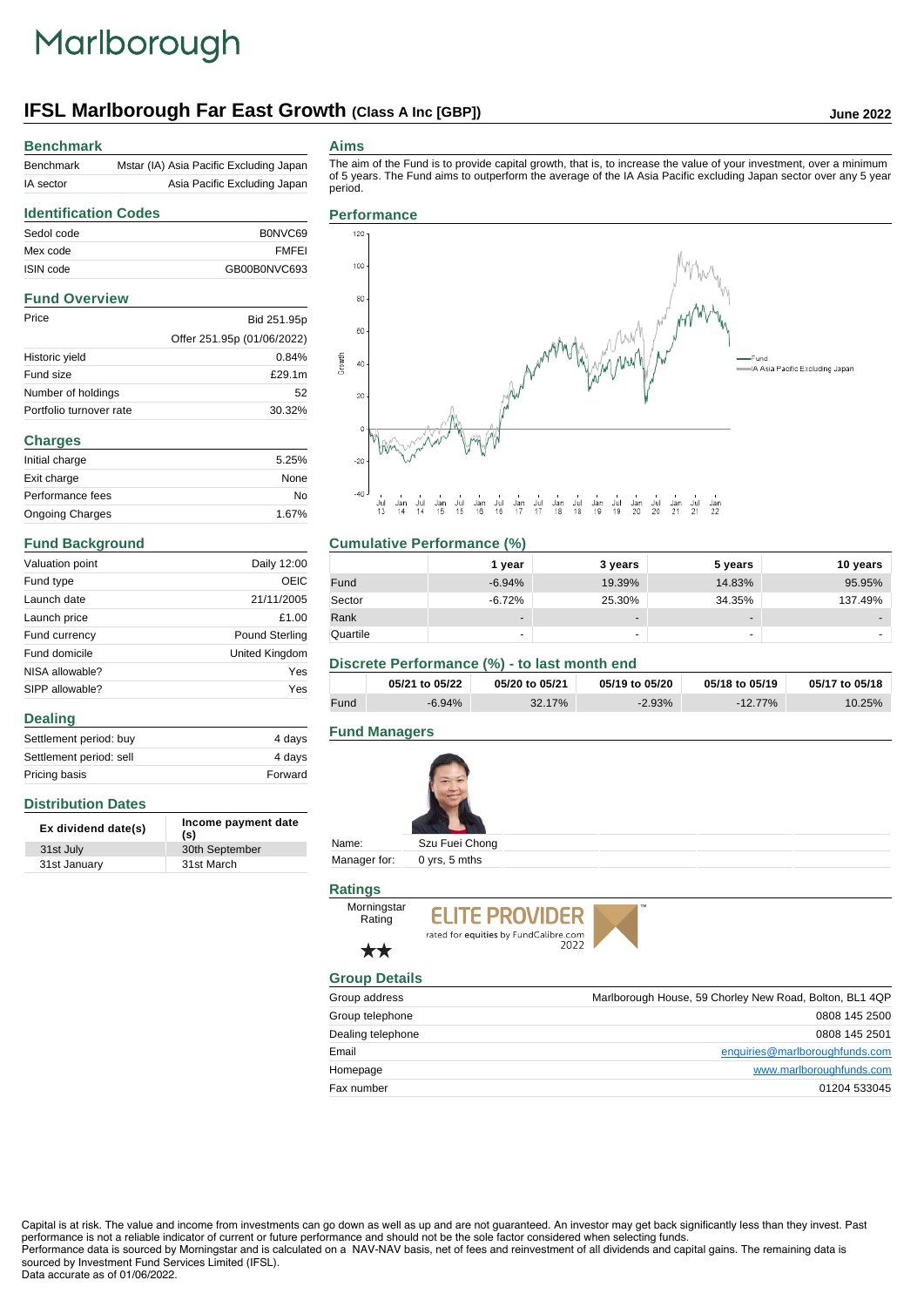Marlborough

# IFSL Marlborough Far East Growth (Class A Inc [GBP])

June 2022

## Benchmark

| | |
|---|---|
| Benchmark | Mstar (IA) Asia Pacific Excluding Japan |
| IA sector | Asia Pacific Excluding Japan |

## Identification Codes

| | |
|---|---|
| Sedol code | B0NVC69 |
| Mex code | FMFEI |
| ISIN code | GB00B0NVC693 |

## Fund Overview

| | |
|---|---|
| Price | Bid 251.95p |
| | Offer 251.95p (01/06/2022) |
| Historic yield | 0.84% |
| Fund size | £29.1m |
| Number of holdings | 52 |
| Portfolio turnover rate | 30.32% |

## Charges

| | |
|---|---|
| Initial charge | 5.25% |
| Exit charge | None |
| Performance fees | No |
| Ongoing Charges | 1.67% |

## Fund Background

| | |
|---|---|
| Valuation point | Daily 12:00 |
| Fund type | OEIC |
| Launch date | 21/11/2005 |
| Launch price | £1.00 |
| Fund currency | Pound Sterling |
| Fund domicile | United Kingdom |
| NISA allowable? | Yes |
| SIPP allowable? | Yes |

## Dealing

| | |
|---|---|
| Settlement period: buy | 4 days |
| Settlement period: sell | 4 days |
| Pricing basis | Forward |

## Distribution Dates

| Ex dividend date(s) | Income payment date (s) |
|---|---|
| 31st July | 30th September |
| 31st January | 31st March |

## Aims

The aim of the Fund is to provide capital growth, that is, to increase the value of your investment, over a minimum of 5 years. The Fund aims to outperform the average of the IA Asia Pacific excluding Japan sector over any 5 year period.

## Performance

120
100
80
60
40
20
0
-20
-40
Growth
Jul 13 Jan 14 Jul 14 Jan 15 Jul 15 Jan 16 Jul 16 Jan 17 Jul 17 Jan 18 Jul 18 Jan 19 Jul 19 Jan 20 Jul 20 Jan 21 Jul 21 Jan 22
Fund
IA Asia Pacific Excluding Japan

## Cumulative Performance (%)

| | 1 year | 3 years | 5 years | 10 years |
|---|---|---|---|---|
| Fund | -6.94% | 19.39% | 14.83% | 95.95% |
| Sector | -6.72% | 25.30% | 34.35% | 137.49% |
| Rank | - | - | - | - |
| Quartile | - | - | - | - |

## Discrete Performance (%) - to last month end

| | 05/21 to 05/22 | 05/20 to 05/21 | 05/19 to 05/20 | 05/18 to 05/19 | 05/17 to 05/18 |
|---|---|---|---|---|---|
| Fund | -6.94% | 32.17% | -2.93% | -12.77% | 10.25% |

## Fund Managers

| | |
|---|---|
| Name: | Szu Fuei Chong |
| Manager for: | 0 yrs, 5 mths |

## Ratings

Morningstar Rating
★★

ELITE PROVIDER
rated for equities by FundCalibre.com 2022

## Group Details

| | |
|---|---|
| Group address | Marlborough House, 59 Chorley New Road, Bolton, BL1 4QP |
| Group telephone | 0808 145 2500 |
| Dealing telephone | 0808 145 2501 |
| Email | enquiries@marlboroughfunds.com |
| Homepage | www.marlboroughfunds.com |
| Fax number | 01204 533045 |

Capital is at risk. The value and income from investments can go down as well as up and are not guaranteed. An investor may get back significantly less than they invest. Past performance is not a reliable indicator of current or future performance and should not be the sole factor considered when selecting funds.
Performance data is sourced by Morningstar and is calculated on a NAV-NAV basis, net of fees and reinvestment of all dividends and capital gains. The remaining data is sourced by Investment Fund Services Limited (IFSL).
Data accurate as of 01/06/2022.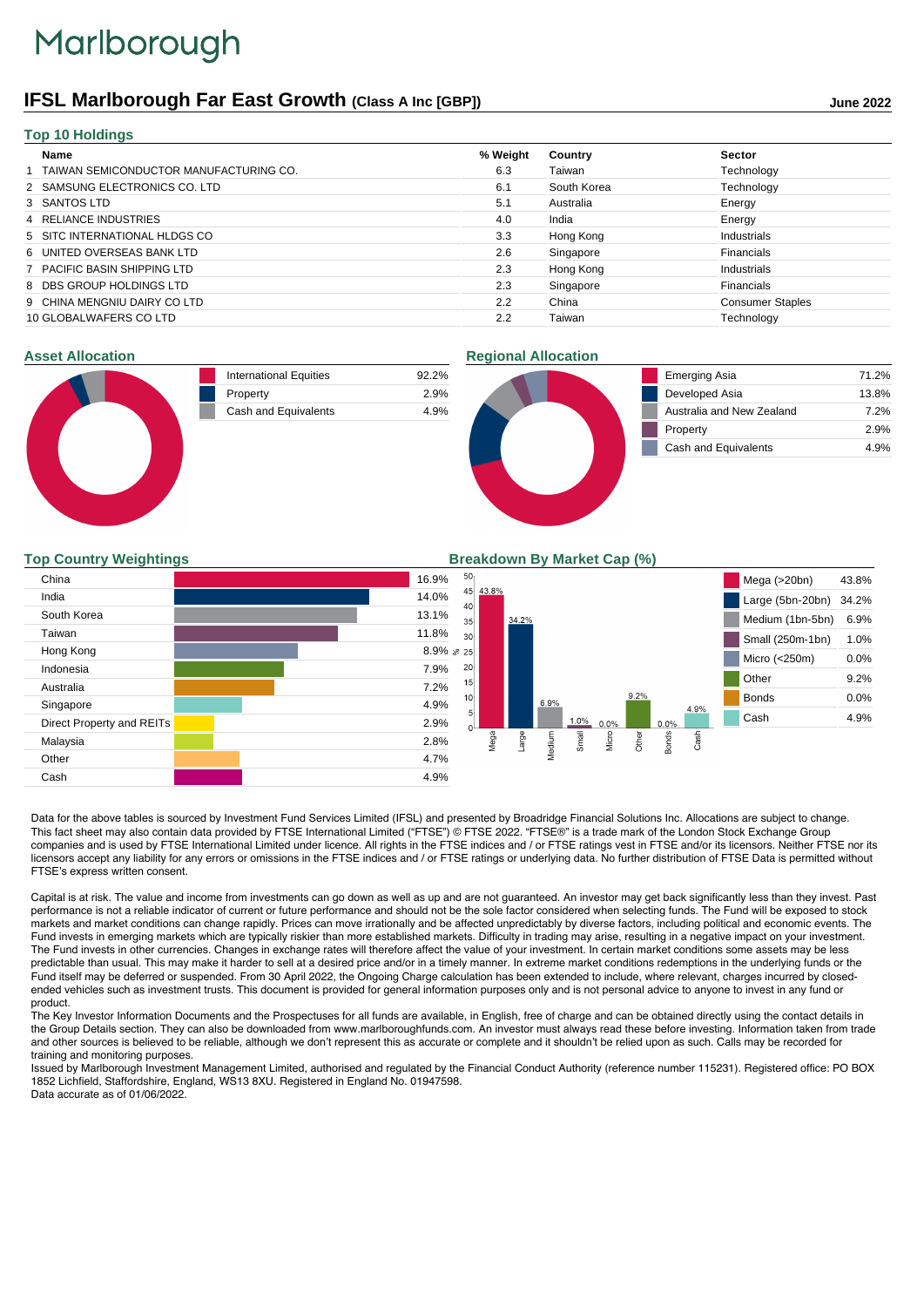Marlborough

# IFSL Marlborough Far East Growth (Class A Inc [GBP])

June 2022

## Top 10 Holdings

| | Name | % Weight | Country | Sector |
|---|---|---|---|---|
| 1 | TAIWAN SEMICONDUCTOR MANUFACTURING CO. | 6.3 | Taiwan | Technology |
| 2 | SAMSUNG ELECTRONICS CO. LTD | 6.1 | South Korea | Technology |
| 3 | SANTOS LTD | 5.1 | Australia | Energy |
| 4 | RELIANCE INDUSTRIES | 4.0 | India | Energy |
| 5 | SITC INTERNATIONAL HLDGS CO | 3.3 | Hong Kong | Industrials |
| 6 | UNITED OVERSEAS BANK LTD | 2.6 | Singapore | Financials |
| 7 | PACIFIC BASIN SHIPPING LTD | 2.3 | Hong Kong | Industrials |
| 8 | DBS GROUP HOLDINGS LTD | 2.3 | Singapore | Financials |
| 9 | CHINA MENGNIU DAIRY CO LTD | 2.2 | China | Consumer Staples |
| 10 | GLOBALWAFERS CO LTD | 2.2 | Taiwan | Technology |

## Asset Allocation

| | |
|---|---|
| International Equities | 92.2% |
| Property | 2.9% |
| Cash and Equivalents | 4.9% |

## Regional Allocation

| | |
|---|---|
| Emerging Asia | 71.2% |
| Developed Asia | 13.8% |
| Australia and New Zealand | 7.2% |
| Property | 2.9% |
| Cash and Equivalents | 4.9% |

## Top Country Weightings

| | |
|---|---|
| China | 16.9% |
| India | 14.0% |
| South Korea | 13.1% |
| Taiwan | 11.8% |
| Hong Kong | 8.9% |
| Indonesia | 7.9% |
| Australia | 7.2% |
| Singapore | 4.9% |
| Direct Property and REITs | 2.9% |
| Malaysia | 2.8% |
| Other | 4.7% |
| Cash | 4.9% |

## Breakdown By Market Cap (%)

50 45 40 35 30 25 20 15 10 5 0 %

43.8% 34.2% 6.9% 1.0% 0.0% 9.2% 0.0% 4.9%

Mega Large Medium Small Micro Other Bonds Cash

| | |
|---|---|
| Mega (>20bn) | 43.8% |
| Large (5bn-20bn) | 34.2% |
| Medium (1bn-5bn) | 6.9% |
| Small (250m-1bn) | 1.0% |
| Micro (<250m) | 0.0% |
| Other | 9.2% |
| Bonds | 0.0% |
| Cash | 4.9% |

Data for the above tables is sourced by Investment Fund Services Limited (IFSL) and presented by Broadridge Financial Solutions Inc. Allocations are subject to change. This fact sheet may also contain data provided by FTSE International Limited ("FTSE") © FTSE 2022. "FTSE®" is a trade mark of the London Stock Exchange Group companies and is used by FTSE International Limited under licence. All rights in the FTSE indices and / or FTSE ratings vest in FTSE and/or its licensors. Neither FTSE nor its licensors accept any liability for any errors or omissions in the FTSE indices and / or FTSE ratings or underlying data. No further distribution of FTSE Data is permitted without FTSE's express written consent.

Capital is at risk. The value and income from investments can go down as well as up and are not guaranteed. An investor may get back significantly less than they invest. Past performance is not a reliable indicator of current or future performance and should not be the sole factor considered when selecting funds. The Fund will be exposed to stock markets and market conditions can change rapidly. Prices can move irrationally and be affected unpredictably by diverse factors, including political and economic events. The Fund invests in emerging markets which are typically riskier than more established markets. Difficulty in trading may arise, resulting in a negative impact on your investment. The Fund invests in other currencies. Changes in exchange rates will therefore affect the value of your investment. In certain market conditions some assets may be less predictable than usual. This may make it harder to sell at a desired price and/or in a timely manner. In extreme market conditions redemptions in the underlying funds or the Fund itself may be deferred or suspended. From 30 April 2022, the Ongoing Charge calculation has been extended to include, where relevant, charges incurred by closed-ended vehicles such as investment trusts. This document is provided for general information purposes only and is not personal advice to anyone to invest in any fund or product.

The Key Investor Information Documents and the Prospectuses for all funds are available, in English, free of charge and can be obtained directly using the contact details in the Group Details section. They can also be downloaded from www.marlboroughfunds.com. An investor must always read these before investing. Information taken from trade and other sources is believed to be reliable, although we don't represent this as accurate or complete and it shouldn't be relied upon as such. Calls may be recorded for training and monitoring purposes.

Issued by Marlborough Investment Management Limited, authorised and regulated by the Financial Conduct Authority (reference number 115231). Registered office: PO BOX 1852 Lichfield, Staffordshire, England, WS13 8XU. Registered in England No. 01947598.

Data accurate as of 01/06/2022.